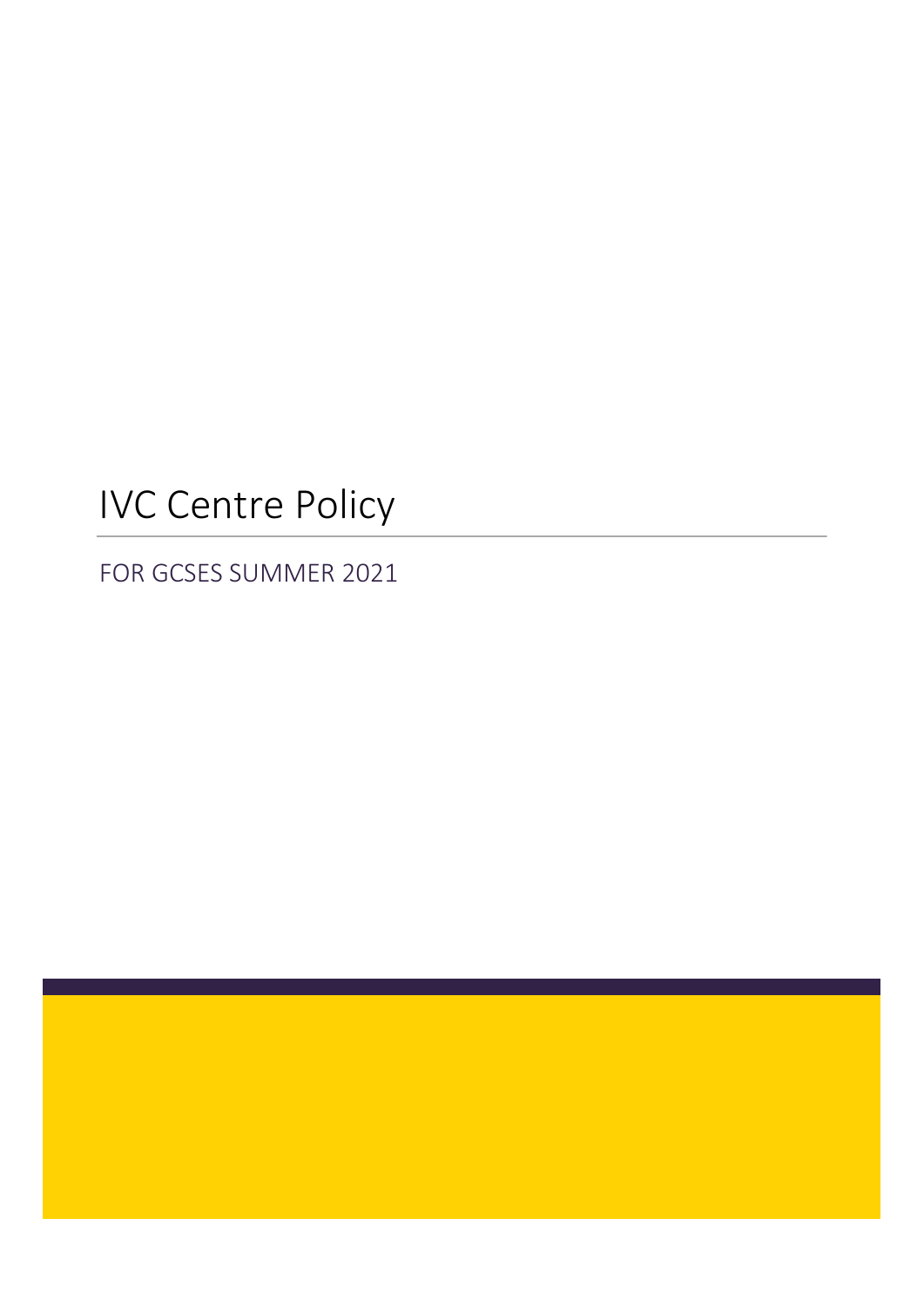# IVC Centre Policy

FOR GCSES SUMMER 2021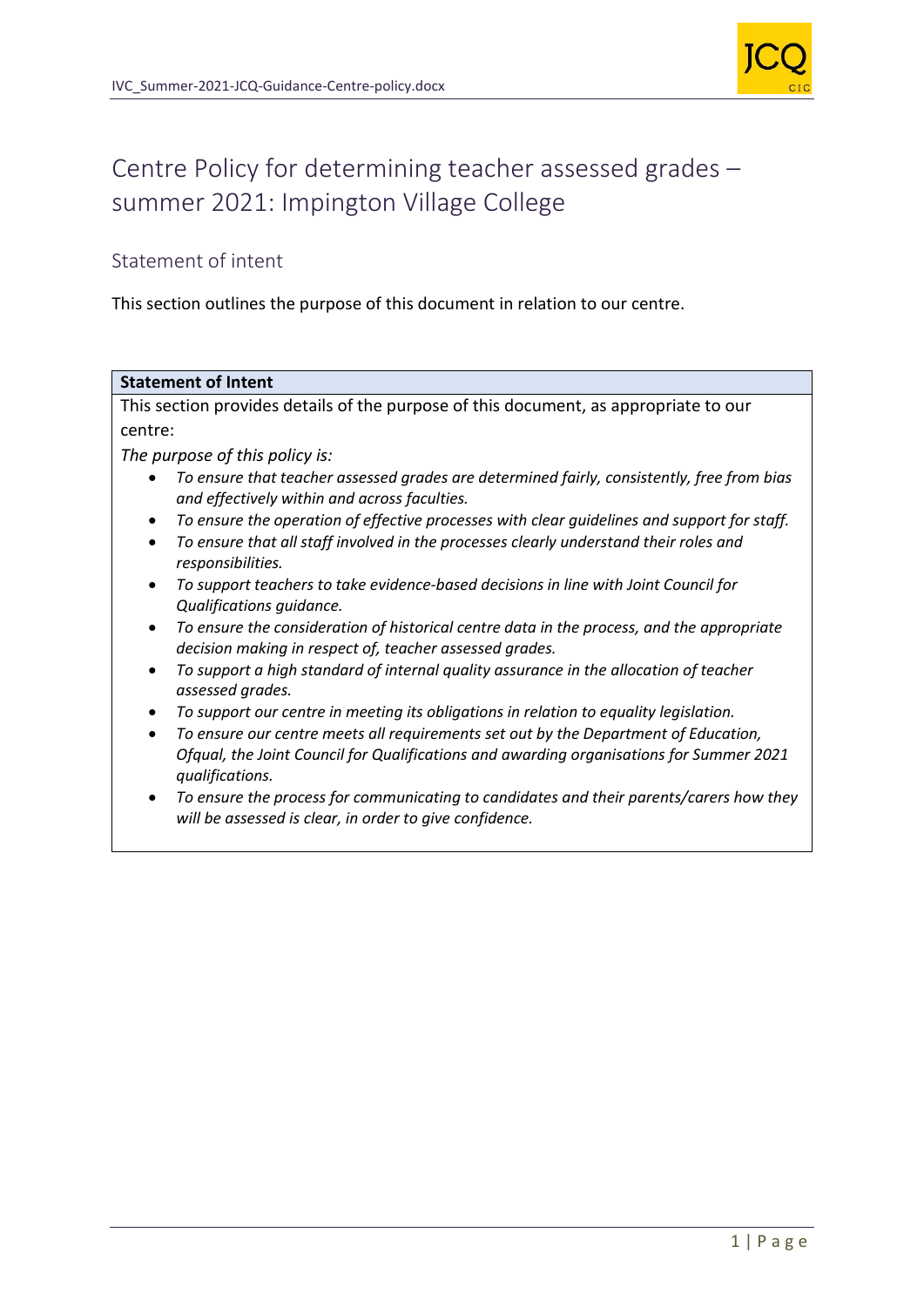# Centre Policy for determining teacher assessed grades – summer 2021: Impington Village College

## Statement of intent

This section outlines the purpose of this document in relation to our centre.

| **Statement of Intent** |
| --- |
| This section provides details of the purpose of this document, as appropriate to our centre:<br>*The purpose of this policy is:*<br>• *To ensure that teacher assessed grades are determined fairly, consistently, free from bias and effectively within and across faculties.*<br>• *To ensure the operation of effective processes with clear guidelines and support for staff.*<br>• *To ensure that all staff involved in the processes clearly understand their roles and responsibilities.*<br>• *To support teachers to take evidence-based decisions in line with Joint Council for Qualifications guidance.*<br>• *To ensure the consideration of historical centre data in the process, and the appropriate decision making in respect of, teacher assessed grades.*<br>• *To support a high standard of internal quality assurance in the allocation of teacher assessed grades.*<br>• *To support our centre in meeting its obligations in relation to equality legislation.*<br>• *To ensure our centre meets all requirements set out by the Department of Education, Ofqual, the Joint Council for Qualifications and awarding organisations for Summer 2021 qualifications.*<br>• *To ensure the process for communicating to candidates and their parents/carers how they will be assessed is clear, in order to give confidence.* |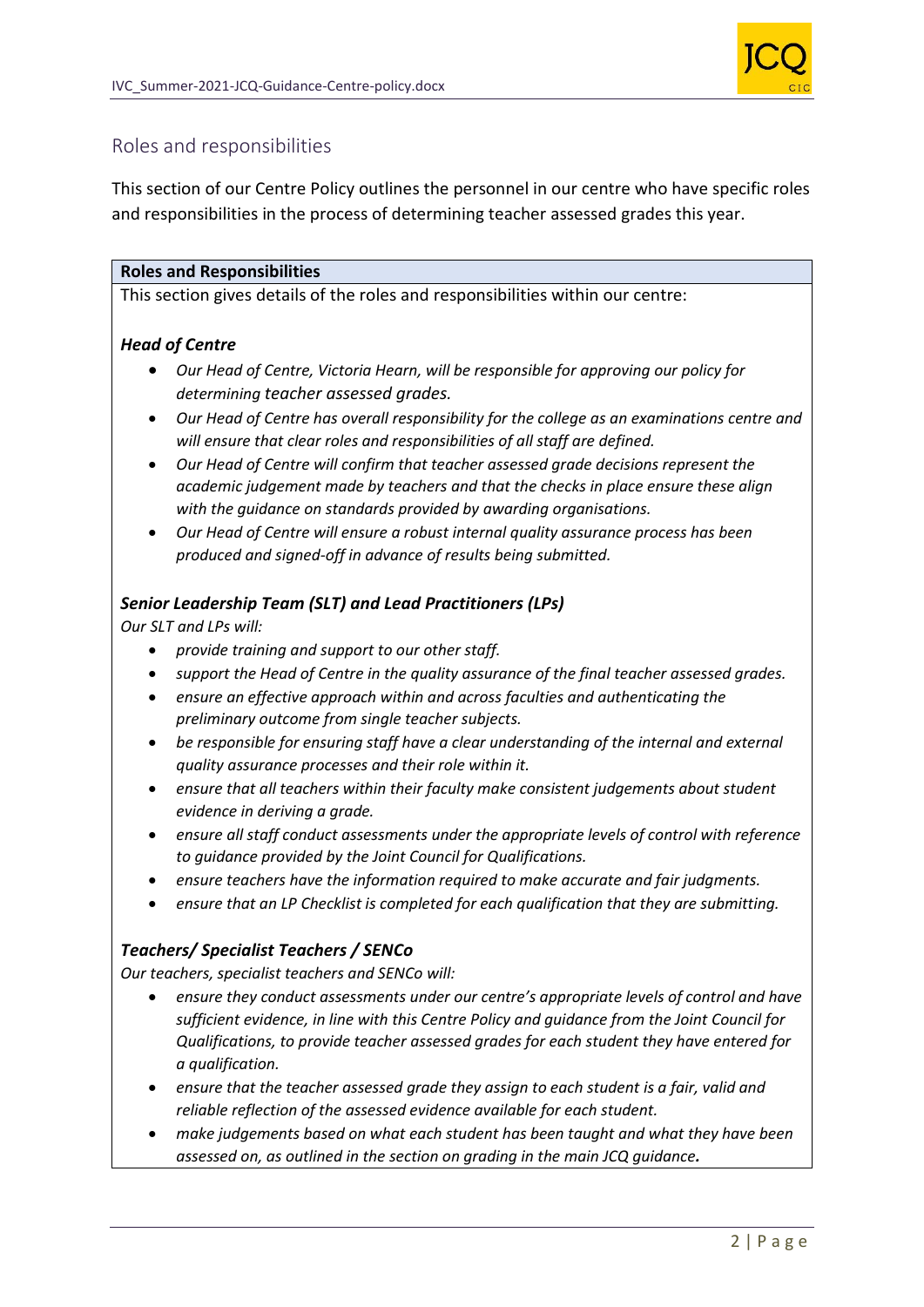## Roles and responsibilities

This section of our Centre Policy outlines the personnel in our centre who have specific roles and responsibilities in the process of determining teacher assessed grades this year.

**Roles and Responsibilities**

This section gives details of the roles and responsibilities within our centre:

***Head of Centre***

- *Our Head of Centre, Victoria Hearn, will be responsible for approving our policy for determining teacher assessed grades.*
- *Our Head of Centre has overall responsibility for the college as an examinations centre and will ensure that clear roles and responsibilities of all staff are defined.*
- *Our Head of Centre will confirm that teacher assessed grade decisions represent the academic judgement made by teachers and that the checks in place ensure these align with the guidance on standards provided by awarding organisations.*
- *Our Head of Centre will ensure a robust internal quality assurance process has been produced and signed-off in advance of results being submitted.*

***Senior Leadership Team (SLT) and Lead Practitioners (LPs)***

*Our SLT and LPs will:*

- *provide training and support to our other staff.*
- *support the Head of Centre in the quality assurance of the final teacher assessed grades.*
- *ensure an effective approach within and across faculties and authenticating the preliminary outcome from single teacher subjects.*
- *be responsible for ensuring staff have a clear understanding of the internal and external quality assurance processes and their role within it.*
- *ensure that all teachers within their faculty make consistent judgements about student evidence in deriving a grade.*
- *ensure all staff conduct assessments under the appropriate levels of control with reference to guidance provided by the Joint Council for Qualifications.*
- *ensure teachers have the information required to make accurate and fair judgments.*
- *ensure that an LP Checklist is completed for each qualification that they are submitting.*

***Teachers/ Specialist Teachers / SENCo***

*Our teachers, specialist teachers and SENCo will:*

- *ensure they conduct assessments under our centre's appropriate levels of control and have sufficient evidence, in line with this Centre Policy and guidance from the Joint Council for Qualifications, to provide teacher assessed grades for each student they have entered for a qualification.*
- *ensure that the teacher assessed grade they assign to each student is a fair, valid and reliable reflection of the assessed evidence available for each student.*
- *make judgements based on what each student has been taught and what they have been assessed on, as outlined in the section on grading in the main JCQ guidance.*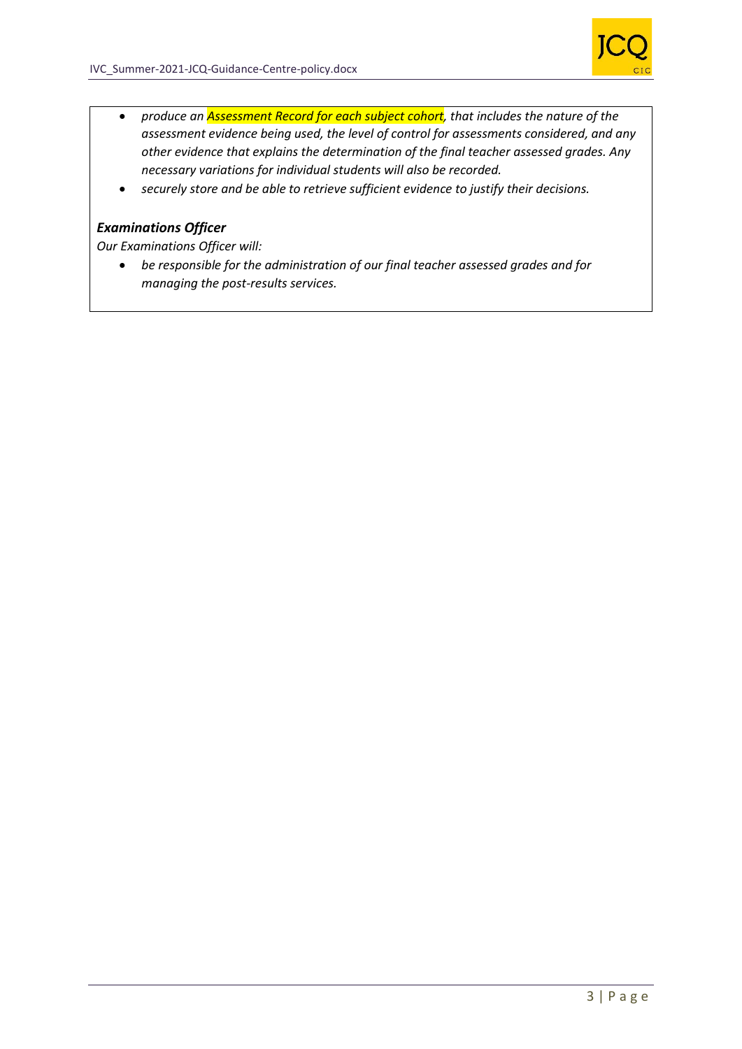- *produce an Assessment Record for each subject cohort, that includes the nature of the assessment evidence being used, the level of control for assessments considered, and any other evidence that explains the determination of the final teacher assessed grades. Any necessary variations for individual students will also be recorded.*
- *securely store and be able to retrieve sufficient evidence to justify their decisions.*

***Examinations Officer***

*Our Examinations Officer will:*

- *be responsible for the administration of our final teacher assessed grades and for managing the post-results services.*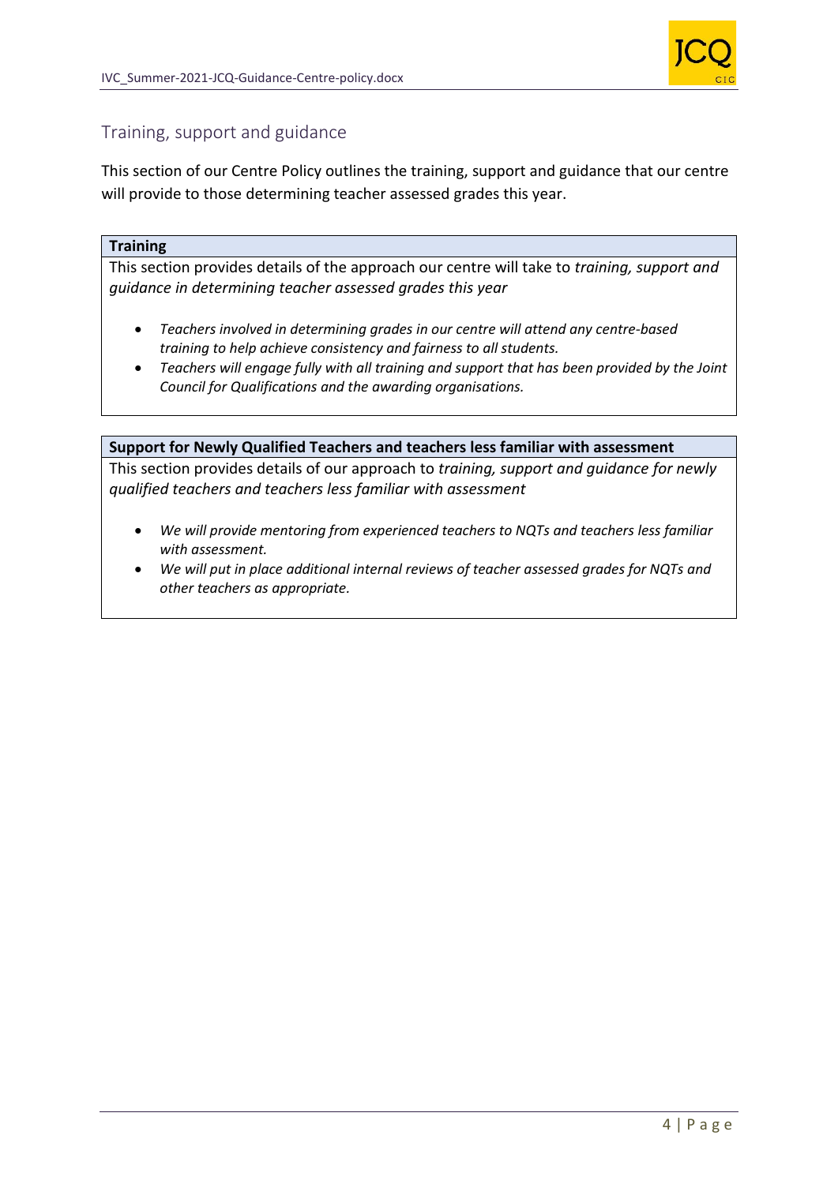## Training, support and guidance

This section of our Centre Policy outlines the training, support and guidance that our centre will provide to those determining teacher assessed grades this year.

**Training**

This section provides details of the approach our centre will take to *training, support and guidance in determining teacher assessed grades this year*

- *Teachers involved in determining grades in our centre will attend any centre-based training to help achieve consistency and fairness to all students.*
- *Teachers will engage fully with all training and support that has been provided by the Joint Council for Qualifications and the awarding organisations.*

**Support for Newly Qualified Teachers and teachers less familiar with assessment**

This section provides details of our approach to *training, support and guidance for newly qualified teachers and teachers less familiar with assessment*

- *We will provide mentoring from experienced teachers to NQTs and teachers less familiar with assessment.*
- *We will put in place additional internal reviews of teacher assessed grades for NQTs and other teachers as appropriate.*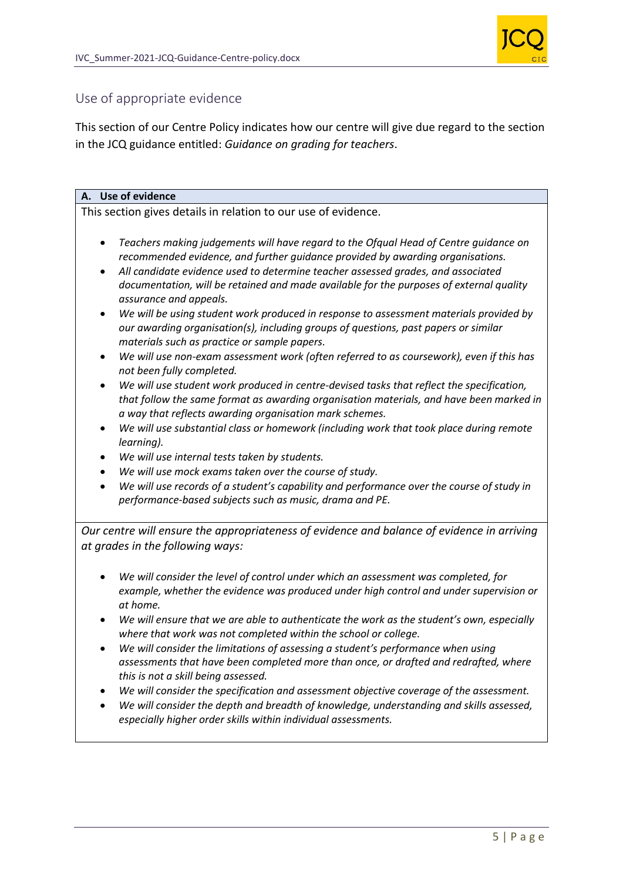## Use of appropriate evidence

This section of our Centre Policy indicates how our centre will give due regard to the section in the JCQ guidance entitled: *Guidance on grading for teachers*.

**A. Use of evidence**

This section gives details in relation to our use of evidence.

- *Teachers making judgements will have regard to the Ofqual Head of Centre guidance on recommended evidence, and further guidance provided by awarding organisations.*
- *All candidate evidence used to determine teacher assessed grades, and associated documentation, will be retained and made available for the purposes of external quality assurance and appeals.*
- *We will be using student work produced in response to assessment materials provided by our awarding organisation(s), including groups of questions, past papers or similar materials such as practice or sample papers.*
- *We will use non-exam assessment work (often referred to as coursework), even if this has not been fully completed.*
- *We will use student work produced in centre-devised tasks that reflect the specification, that follow the same format as awarding organisation materials, and have been marked in a way that reflects awarding organisation mark schemes.*
- *We will use substantial class or homework (including work that took place during remote learning).*
- *We will use internal tests taken by students.*
- *We will use mock exams taken over the course of study.*
- *We will use records of a student's capability and performance over the course of study in performance-based subjects such as music, drama and PE.*

*Our centre will ensure the appropriateness of evidence and balance of evidence in arriving at grades in the following ways:*

- *We will consider the level of control under which an assessment was completed, for example, whether the evidence was produced under high control and under supervision or at home.*
- *We will ensure that we are able to authenticate the work as the student's own, especially where that work was not completed within the school or college.*
- *We will consider the limitations of assessing a student's performance when using assessments that have been completed more than once, or drafted and redrafted, where this is not a skill being assessed.*
- *We will consider the specification and assessment objective coverage of the assessment.*
- *We will consider the depth and breadth of knowledge, understanding and skills assessed, especially higher order skills within individual assessments.*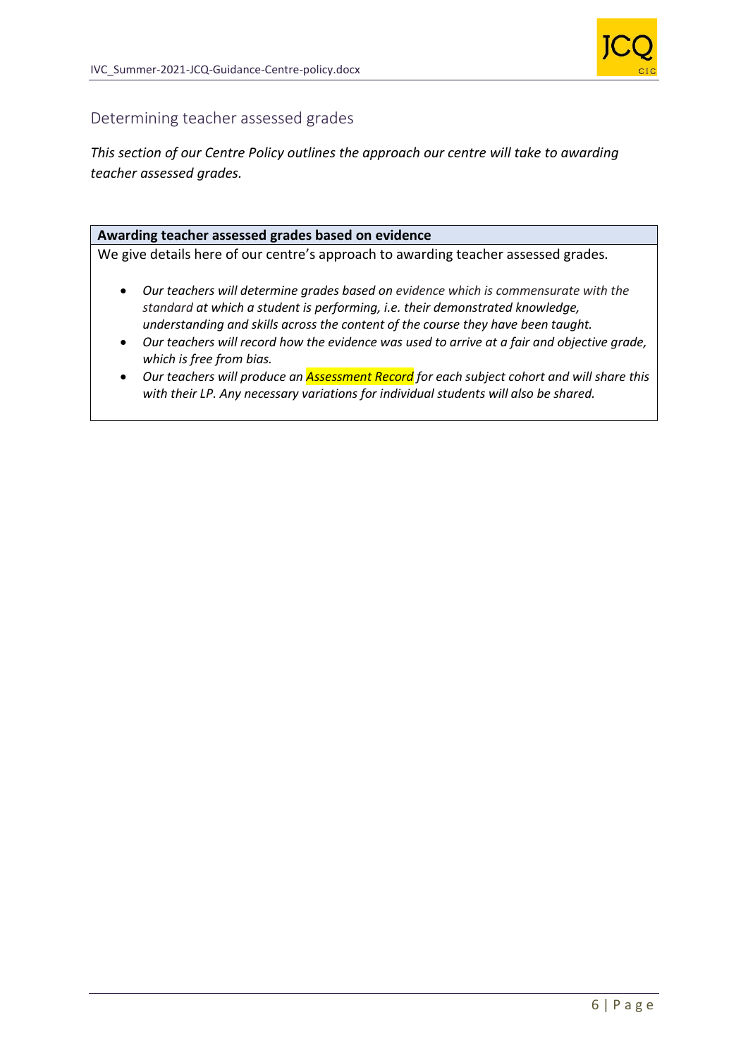## Determining teacher assessed grades

*This section of our Centre Policy outlines the approach our centre will take to awarding teacher assessed grades.*

| **Awarding teacher assessed grades based on evidence** |
|---|
| We give details here of our centre's approach to awarding teacher assessed grades.<br><br>• *Our teachers will determine grades based on evidence which is commensurate with the standard at which a student is performing, i.e. their demonstrated knowledge, understanding and skills across the content of the course they have been taught.*<br>• *Our teachers will record how the evidence was used to arrive at a fair and objective grade, which is free from bias.*<br>• *Our teachers will produce an Assessment Record for each subject cohort and will share this with their LP. Any necessary variations for individual students will also be shared.* |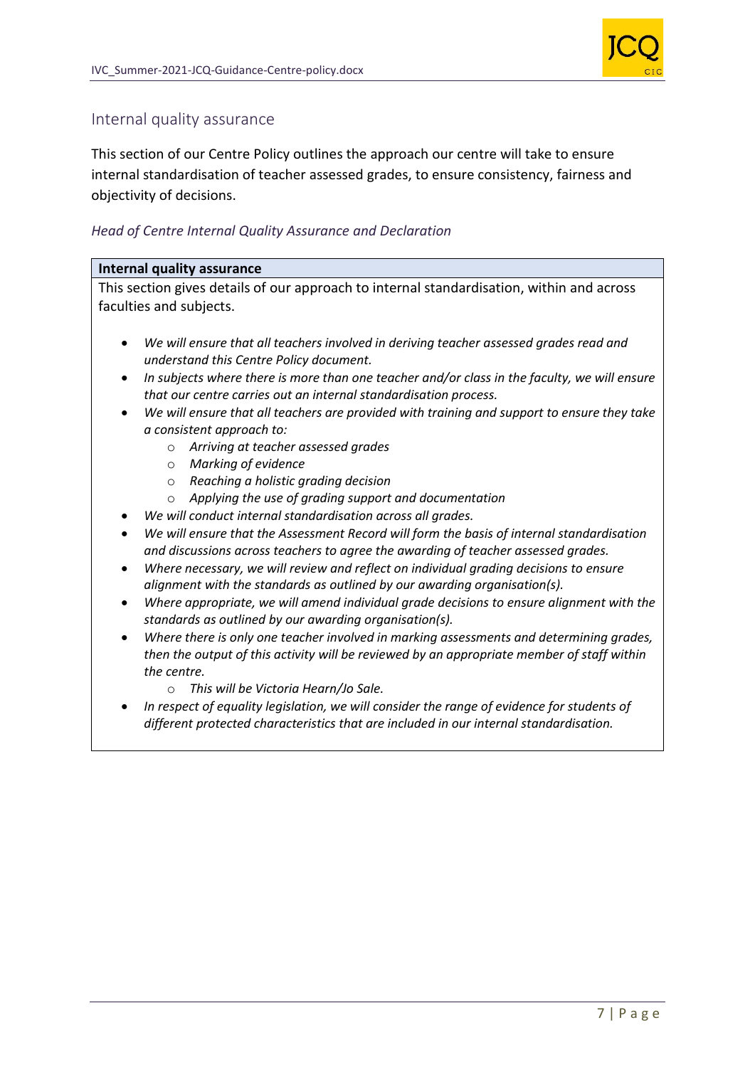## Internal quality assurance

This section of our Centre Policy outlines the approach our centre will take to ensure internal standardisation of teacher assessed grades, to ensure consistency, fairness and objectivity of decisions.

*Head of Centre Internal Quality Assurance and Declaration*

| **Internal quality assurance** |
| --- |
| This section gives details of our approach to internal standardisation, within and across faculties and subjects.<br><br>• *We will ensure that all teachers involved in deriving teacher assessed grades read and understand this Centre Policy document.*<br>• *In subjects where there is more than one teacher and/or class in the faculty, we will ensure that our centre carries out an internal standardisation process.*<br>• *We will ensure that all teachers are provided with training and support to ensure they take a consistent approach to:*<br>&nbsp;&nbsp;&nbsp;&nbsp;○ *Arriving at teacher assessed grades*<br>&nbsp;&nbsp;&nbsp;&nbsp;○ *Marking of evidence*<br>&nbsp;&nbsp;&nbsp;&nbsp;○ *Reaching a holistic grading decision*<br>&nbsp;&nbsp;&nbsp;&nbsp;○ *Applying the use of grading support and documentation*<br>• *We will conduct internal standardisation across all grades.*<br>• *We will ensure that the Assessment Record will form the basis of internal standardisation and discussions across teachers to agree the awarding of teacher assessed grades.*<br>• *Where necessary, we will review and reflect on individual grading decisions to ensure alignment with the standards as outlined by our awarding organisation(s).*<br>• *Where appropriate, we will amend individual grade decisions to ensure alignment with the standards as outlined by our awarding organisation(s).*<br>• *Where there is only one teacher involved in marking assessments and determining grades, then the output of this activity will be reviewed by an appropriate member of staff within the centre.*<br>&nbsp;&nbsp;&nbsp;&nbsp;○ *This will be Victoria Hearn/Jo Sale.*<br>• *In respect of equality legislation, we will consider the range of evidence for students of different protected characteristics that are included in our internal standardisation.* |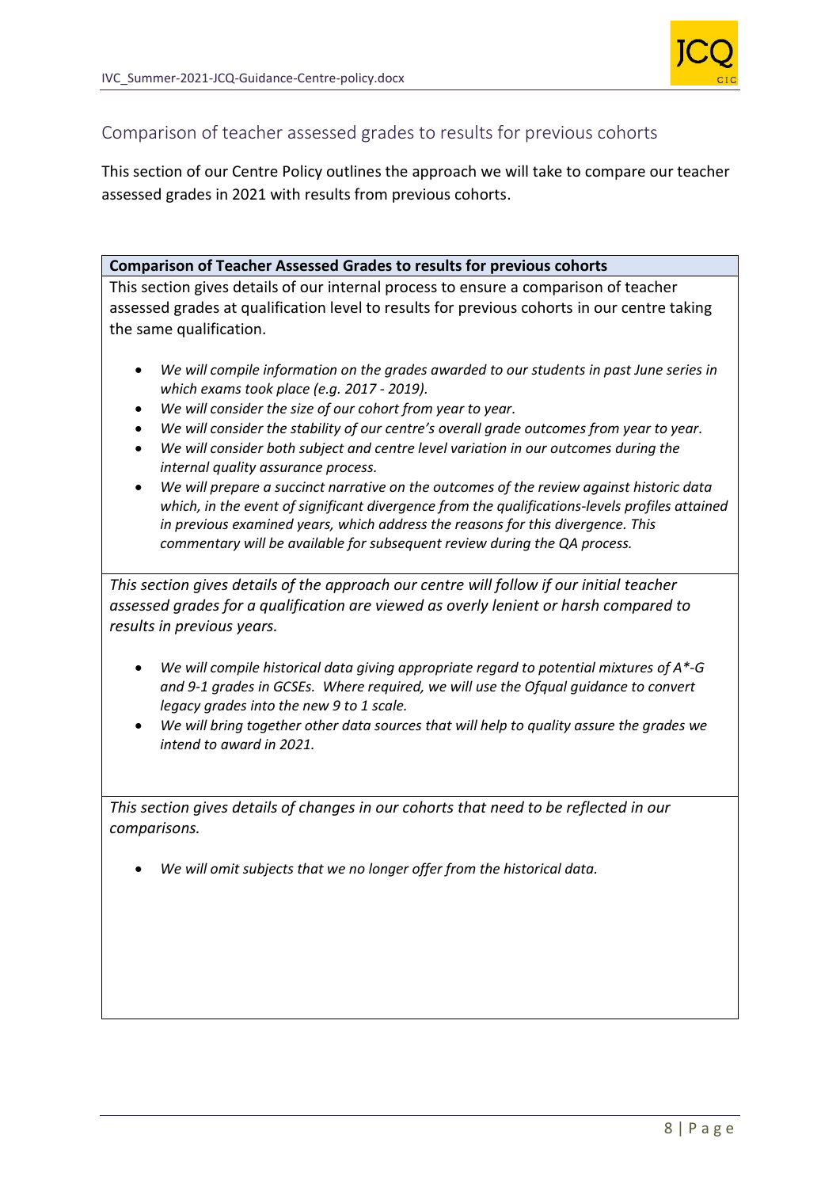## Comparison of teacher assessed grades to results for previous cohorts

This section of our Centre Policy outlines the approach we will take to compare our teacher assessed grades in 2021 with results from previous cohorts.

| **Comparison of Teacher Assessed Grades to results for previous cohorts** |
| --- |
| This section gives details of our internal process to ensure a comparison of teacher assessed grades at qualification level to results for previous cohorts in our centre taking the same qualification.<br><br>• *We will compile information on the grades awarded to our students in past June series in which exams took place (e.g. 2017 - 2019).*<br>• *We will consider the size of our cohort from year to year.*<br>• *We will consider the stability of our centre's overall grade outcomes from year to year.*<br>• *We will consider both subject and centre level variation in our outcomes during the internal quality assurance process.*<br>• *We will prepare a succinct narrative on the outcomes of the review against historic data which, in the event of significant divergence from the qualifications-levels profiles attained in previous examined years, which address the reasons for this divergence. This commentary will be available for subsequent review during the QA process.* |
| *This section gives details of the approach our centre will follow if our initial teacher assessed grades for a qualification are viewed as overly lenient or harsh compared to results in previous years.*<br><br>• *We will compile historical data giving appropriate regard to potential mixtures of A*-G and 9-1 grades in GCSEs. Where required, we will use the Ofqual guidance to convert legacy grades into the new 9 to 1 scale.*<br>• *We will bring together other data sources that will help to quality assure the grades we intend to award in 2021.* |
| *This section gives details of changes in our cohorts that need to be reflected in our comparisons.*<br><br>• *We will omit subjects that we no longer offer from the historical data.* |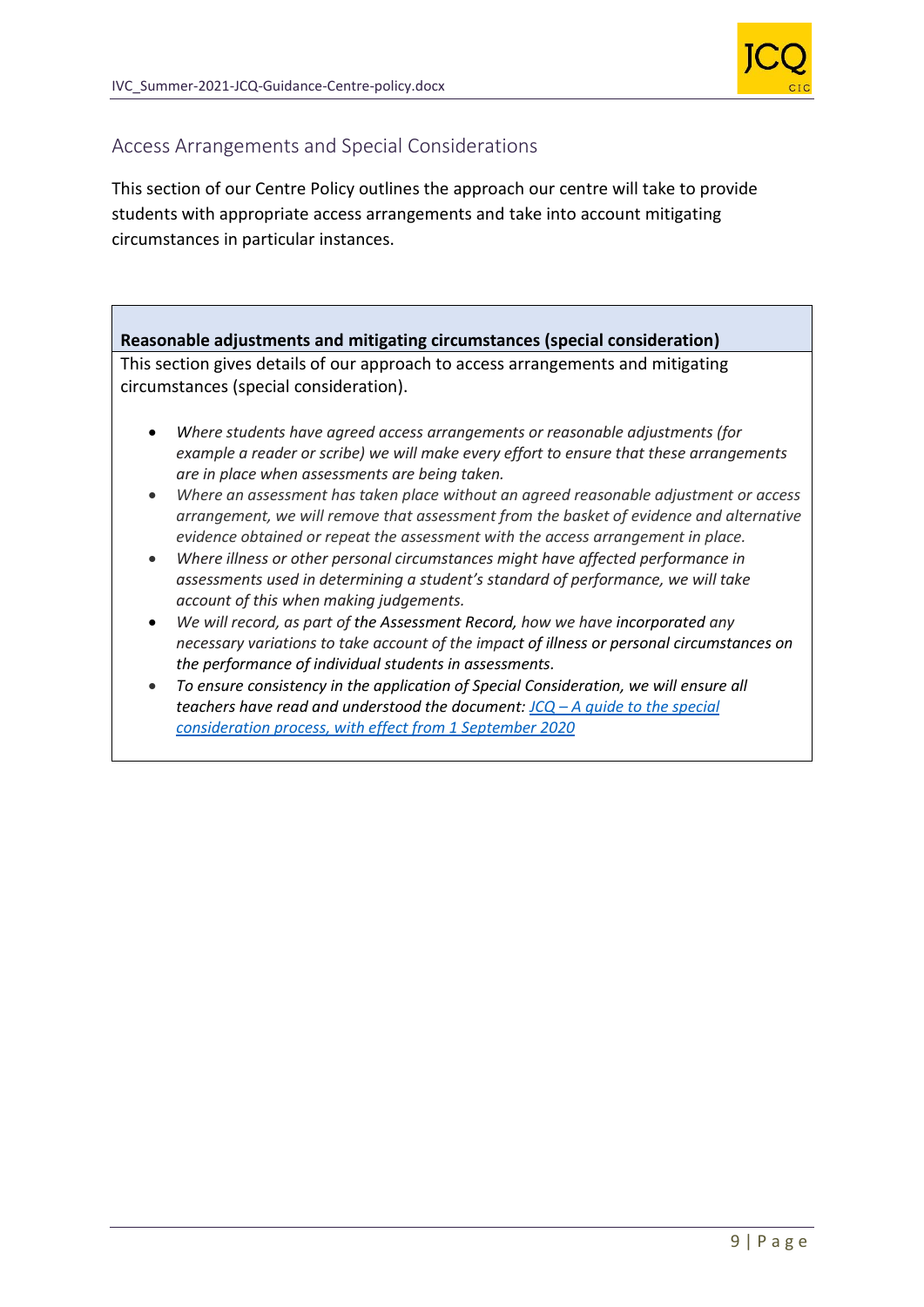## Access Arrangements and Special Considerations

This section of our Centre Policy outlines the approach our centre will take to provide students with appropriate access arrangements and take into account mitigating circumstances in particular instances.

**Reasonable adjustments and mitigating circumstances (special consideration)**

This section gives details of our approach to access arrangements and mitigating circumstances (special consideration).

- *Where students have agreed access arrangements or reasonable adjustments (for example a reader or scribe) we will make every effort to ensure that these arrangements are in place when assessments are being taken.*
- *Where an assessment has taken place without an agreed reasonable adjustment or access arrangement, we will remove that assessment from the basket of evidence and alternative evidence obtained or repeat the assessment with the access arrangement in place.*
- *Where illness or other personal circumstances might have affected performance in assessments used in determining a student's standard of performance, we will take account of this when making judgements.*
- *We will record, as part of the Assessment Record, how we have incorporated any necessary variations to take account of the impact of illness or personal circumstances on the performance of individual students in assessments.*
- *To ensure consistency in the application of Special Consideration, we will ensure all teachers have read and understood the document: JCQ – A guide to the special consideration process, with effect from 1 September 2020*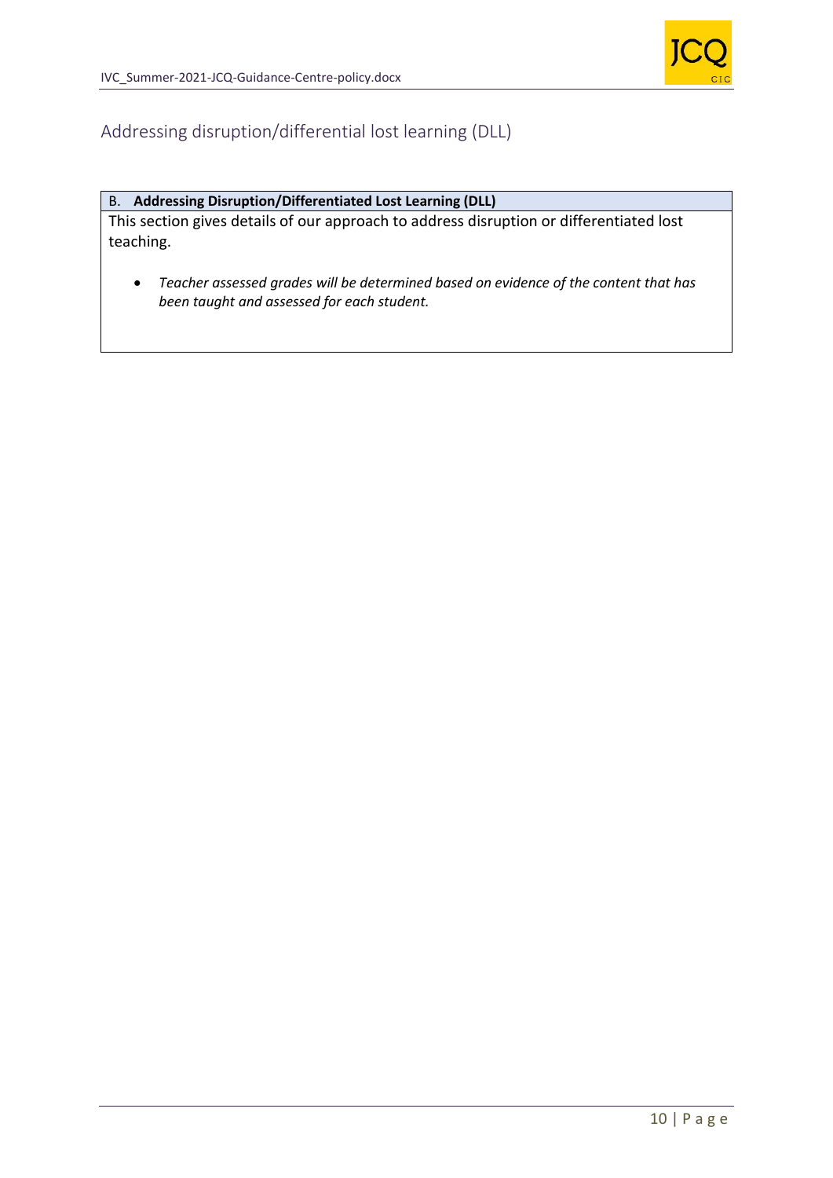## Addressing disruption/differential lost learning (DLL)

**B. Addressing Disruption/Differentiated Lost Learning (DLL)**

This section gives details of our approach to address disruption or differentiated lost teaching.

- *Teacher assessed grades will be determined based on evidence of the content that has been taught and assessed for each student.*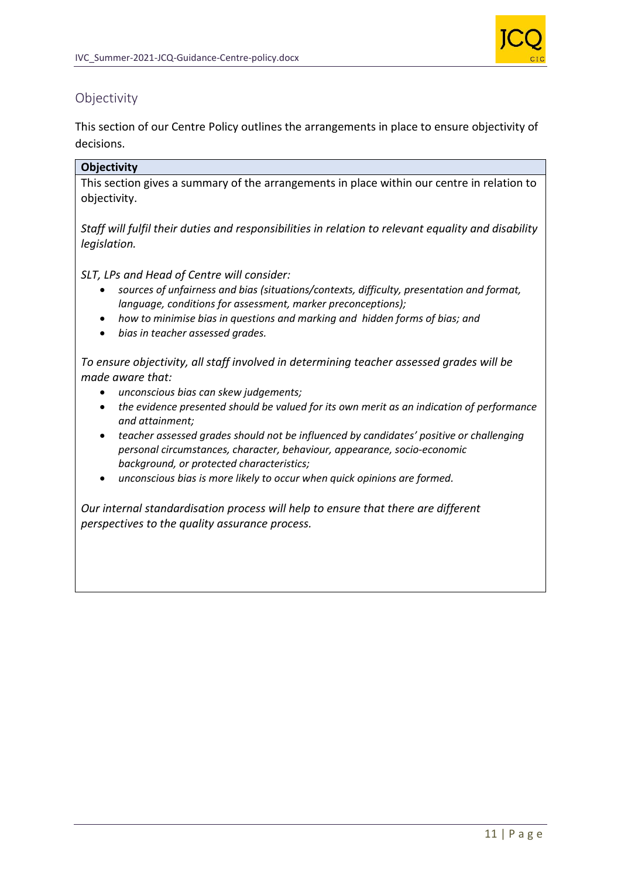## Objectivity

This section of our Centre Policy outlines the arrangements in place to ensure objectivity of decisions.

**Objectivity**

This section gives a summary of the arrangements in place within our centre in relation to objectivity.

*Staff will fulfil their duties and responsibilities in relation to relevant equality and disability legislation.*

*SLT, LPs and Head of Centre will consider:*

- *sources of unfairness and bias (situations/contexts, difficulty, presentation and format, language, conditions for assessment, marker preconceptions);*
- *how to minimise bias in questions and marking and hidden forms of bias; and*
- *bias in teacher assessed grades.*

*To ensure objectivity, all staff involved in determining teacher assessed grades will be made aware that:*

- *unconscious bias can skew judgements;*
- *the evidence presented should be valued for its own merit as an indication of performance and attainment;*
- *teacher assessed grades should not be influenced by candidates' positive or challenging personal circumstances, character, behaviour, appearance, socio-economic background, or protected characteristics;*
- *unconscious bias is more likely to occur when quick opinions are formed.*

*Our internal standardisation process will help to ensure that there are different perspectives to the quality assurance process.*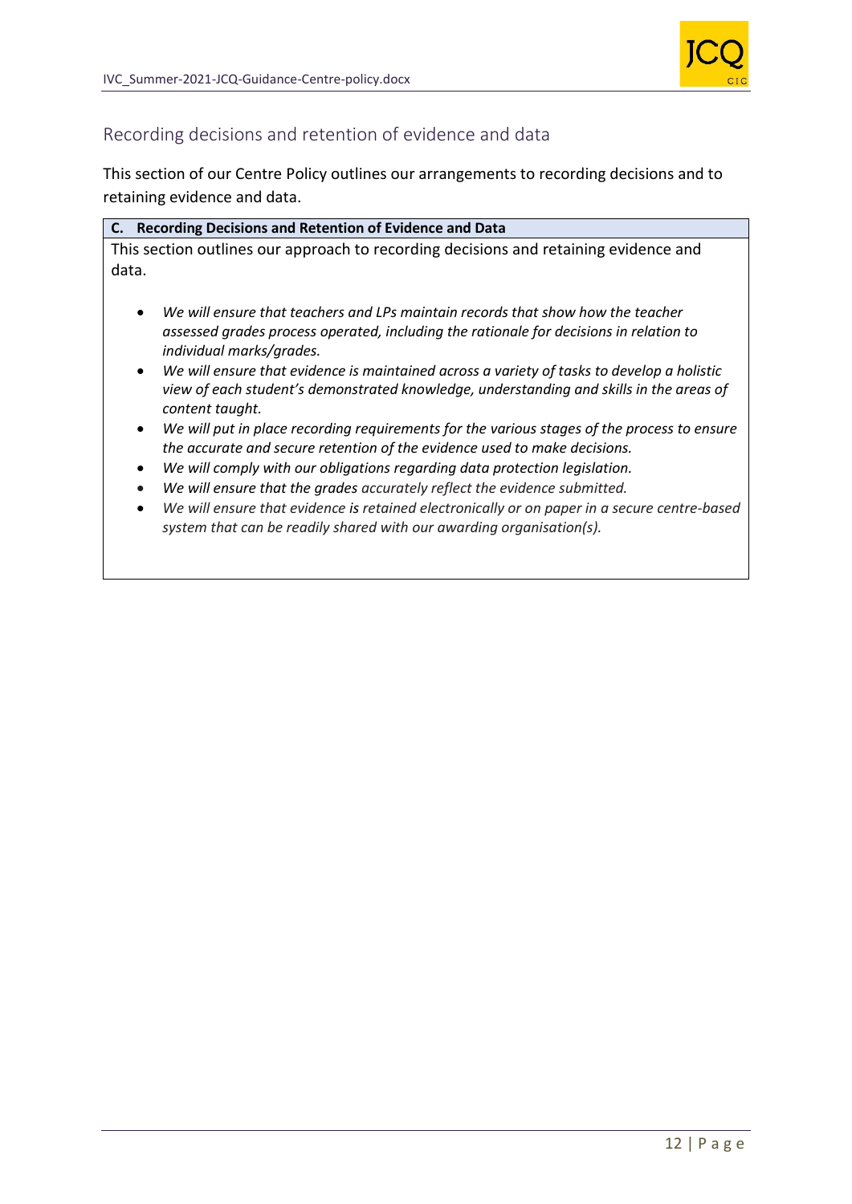## Recording decisions and retention of evidence and data

This section of our Centre Policy outlines our arrangements to recording decisions and to retaining evidence and data.

| **C. Recording Decisions and Retention of Evidence and Data** |
|---|
| This section outlines our approach to recording decisions and retaining evidence and data.<br><br>• *We will ensure that teachers and LPs maintain records that show how the teacher assessed grades process operated, including the rationale for decisions in relation to individual marks/grades.*<br>• *We will ensure that evidence is maintained across a variety of tasks to develop a holistic view of each student's demonstrated knowledge, understanding and skills in the areas of content taught.*<br>• *We will put in place recording requirements for the various stages of the process to ensure the accurate and secure retention of the evidence used to make decisions.*<br>• *We will comply with our obligations regarding data protection legislation.*<br>• *We will ensure that the grades accurately reflect the evidence submitted.*<br>• *We will ensure that evidence is retained electronically or on paper in a secure centre-based system that can be readily shared with our awarding organisation(s).* |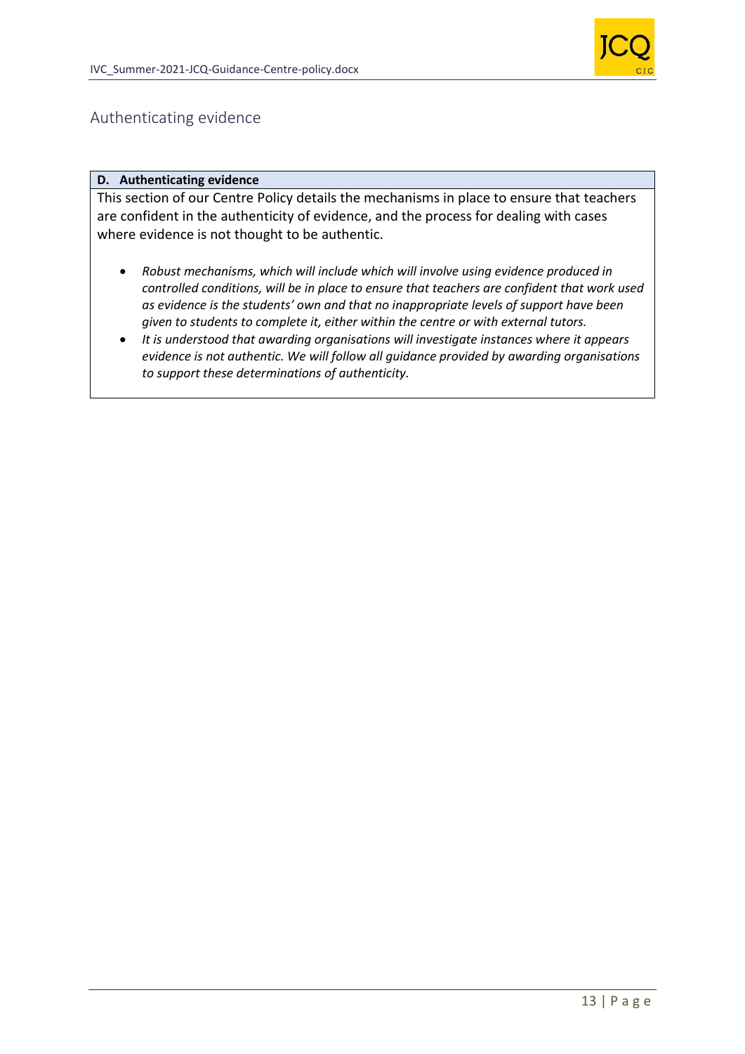## Authenticating evidence

| D. Authenticating evidence |
| --- |
| This section of our Centre Policy details the mechanisms in place to ensure that teachers are confident in the authenticity of evidence, and the process for dealing with cases where evidence is not thought to be authentic.<br><br>• *Robust mechanisms, which will include which will involve using evidence produced in controlled conditions, will be in place to ensure that teachers are confident that work used as evidence is the students' own and that no inappropriate levels of support have been given to students to complete it, either within the centre or with external tutors.*<br>• *It is understood that awarding organisations will investigate instances where it appears evidence is not authentic. We will follow all guidance provided by awarding organisations to support these determinations of authenticity.* |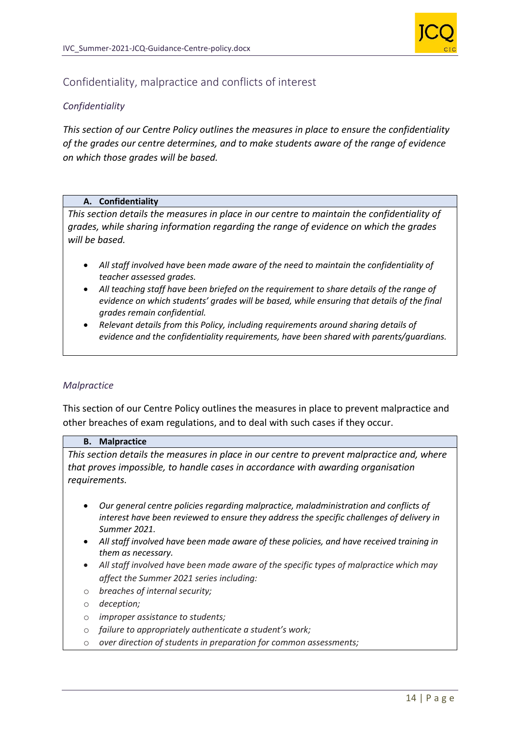## Confidentiality, malpractice and conflicts of interest

### *Confidentiality*

*This section of our Centre Policy outlines the measures in place to ensure the confidentiality of the grades our centre determines, and to make students aware of the range of evidence on which those grades will be based.*

| **A. Confidentiality** |
|---|
| *This section details the measures in place in our centre to maintain the confidentiality of grades, while sharing information regarding the range of evidence on which the grades will be based.*<br><br>• *All staff involved have been made aware of the need to maintain the confidentiality of teacher assessed grades.*<br>• *All teaching staff have been briefed on the requirement to share details of the range of evidence on which students' grades will be based, while ensuring that details of the final grades remain confidential.*<br>• *Relevant details from this Policy, including requirements around sharing details of evidence and the confidentiality requirements, have been shared with parents/guardians.* |

### *Malpractice*

This section of our Centre Policy outlines the measures in place to prevent malpractice and other breaches of exam regulations, and to deal with such cases if they occur.

| **B. Malpractice** |
|---|
| *This section details the measures in place in our centre to prevent malpractice and, where that proves impossible, to handle cases in accordance with awarding organisation requirements.*<br><br>• *Our general centre policies regarding malpractice, maladministration and conflicts of interest have been reviewed to ensure they address the specific challenges of delivery in Summer 2021.*<br>• *All staff involved have been made aware of these policies, and have received training in them as necessary.*<br>• *All staff involved have been made aware of the specific types of malpractice which may affect the Summer 2021 series including:*<br>○ *breaches of internal security;*<br>○ *deception;*<br>○ *improper assistance to students;*<br>○ *failure to appropriately authenticate a student's work;*<br>○ *over direction of students in preparation for common assessments;* |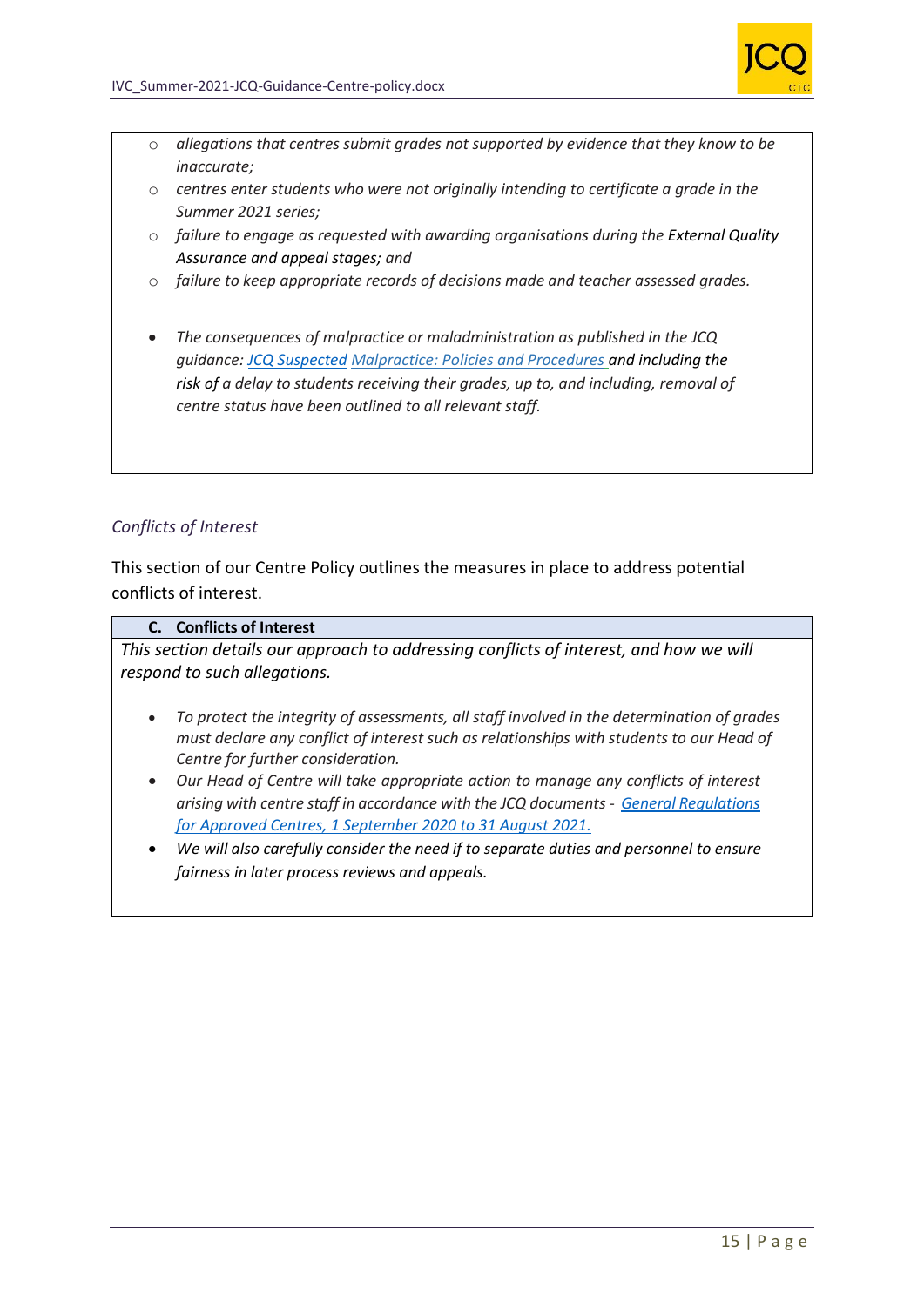- *allegations that centres submit grades not supported by evidence that they know to be inaccurate;*
- *centres enter students who were not originally intending to certificate a grade in the Summer 2021 series;*
- *failure to engage as requested with awarding organisations during the External Quality Assurance and appeal stages; and*
- *failure to keep appropriate records of decisions made and teacher assessed grades.*

- *The consequences of malpractice or maladministration as published in the JCQ guidance: [JCQ Suspected Malpractice: Policies and Procedures] and including the risk of a delay to students receiving their grades, up to, and including, removal of centre status have been outlined to all relevant staff.*

*Conflicts of Interest*

This section of our Centre Policy outlines the measures in place to address potential conflicts of interest.

**C. Conflicts of Interest**

*This section details our approach to addressing conflicts of interest, and how we will respond to such allegations.*

- *To protect the integrity of assessments, all staff involved in the determination of grades must declare any conflict of interest such as relationships with students to our Head of Centre for further consideration.*
- *Our Head of Centre will take appropriate action to manage any conflicts of interest arising with centre staff in accordance with the JCQ documents - [General Regulations for Approved Centres, 1 September 2020 to 31 August 2021.]*
- *We will also carefully consider the need if to separate duties and personnel to ensure fairness in later process reviews and appeals.*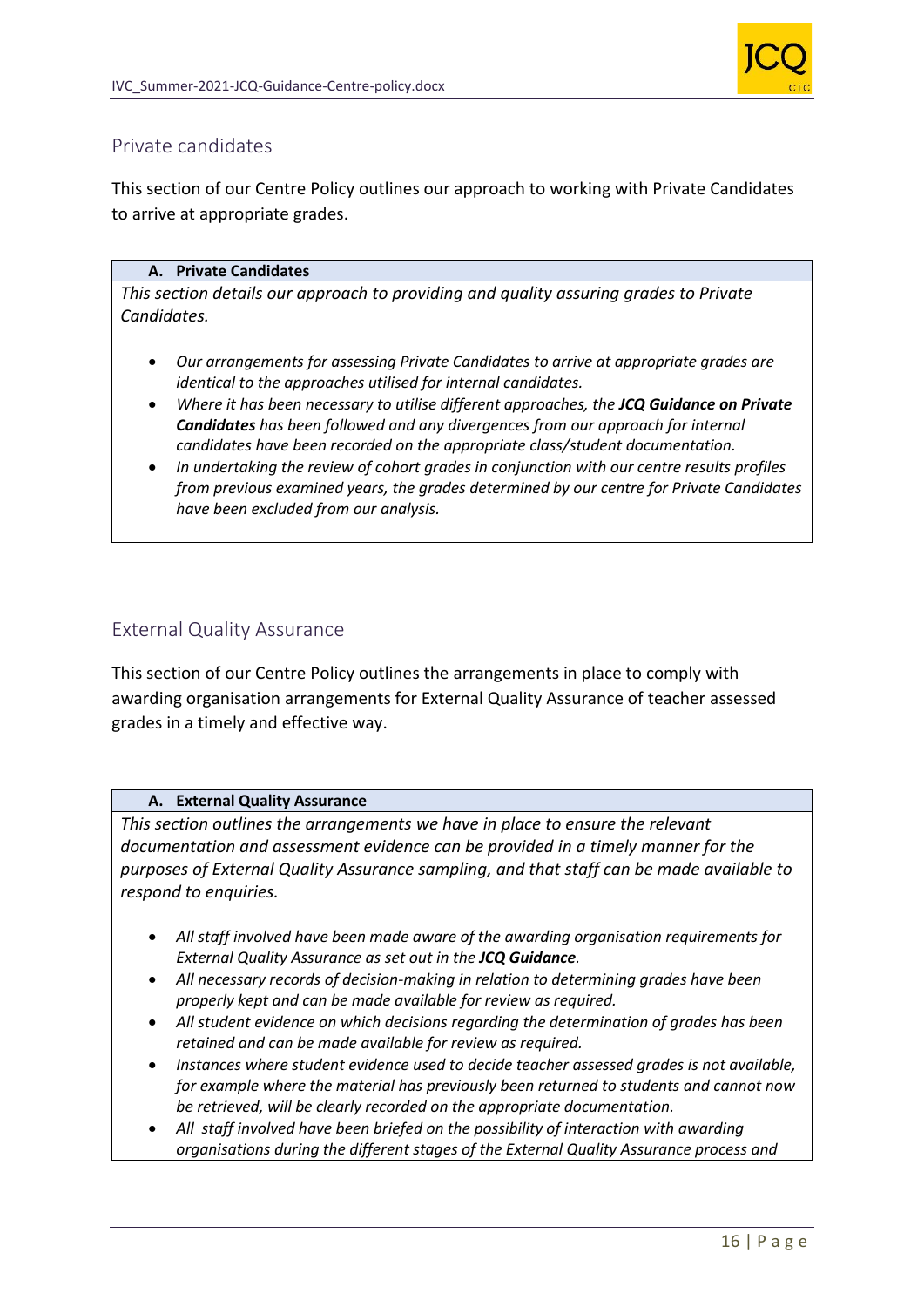## Private candidates

This section of our Centre Policy outlines our approach to working with Private Candidates to arrive at appropriate grades.

**A. Private Candidates**

*This section details our approach to providing and quality assuring grades to Private Candidates.*

- *Our arrangements for assessing Private Candidates to arrive at appropriate grades are identical to the approaches utilised for internal candidates.*
- *Where it has been necessary to utilise different approaches, the* ***JCQ Guidance on Private Candidates*** *has been followed and any divergences from our approach for internal candidates have been recorded on the appropriate class/student documentation.*
- *In undertaking the review of cohort grades in conjunction with our centre results profiles from previous examined years, the grades determined by our centre for Private Candidates have been excluded from our analysis.*

## External Quality Assurance

This section of our Centre Policy outlines the arrangements in place to comply with awarding organisation arrangements for External Quality Assurance of teacher assessed grades in a timely and effective way.

**A. External Quality Assurance**

*This section outlines the arrangements we have in place to ensure the relevant documentation and assessment evidence can be provided in a timely manner for the purposes of External Quality Assurance sampling, and that staff can be made available to respond to enquiries.*

- *All staff involved have been made aware of the awarding organisation requirements for External Quality Assurance as set out in the* ***JCQ Guidance****.*
- *All necessary records of decision-making in relation to determining grades have been properly kept and can be made available for review as required.*
- *All student evidence on which decisions regarding the determination of grades has been retained and can be made available for review as required.*
- *Instances where student evidence used to decide teacher assessed grades is not available, for example where the material has previously been returned to students and cannot now be retrieved, will be clearly recorded on the appropriate documentation.*
- *All staff involved have been briefed on the possibility of interaction with awarding organisations during the different stages of the External Quality Assurance process and*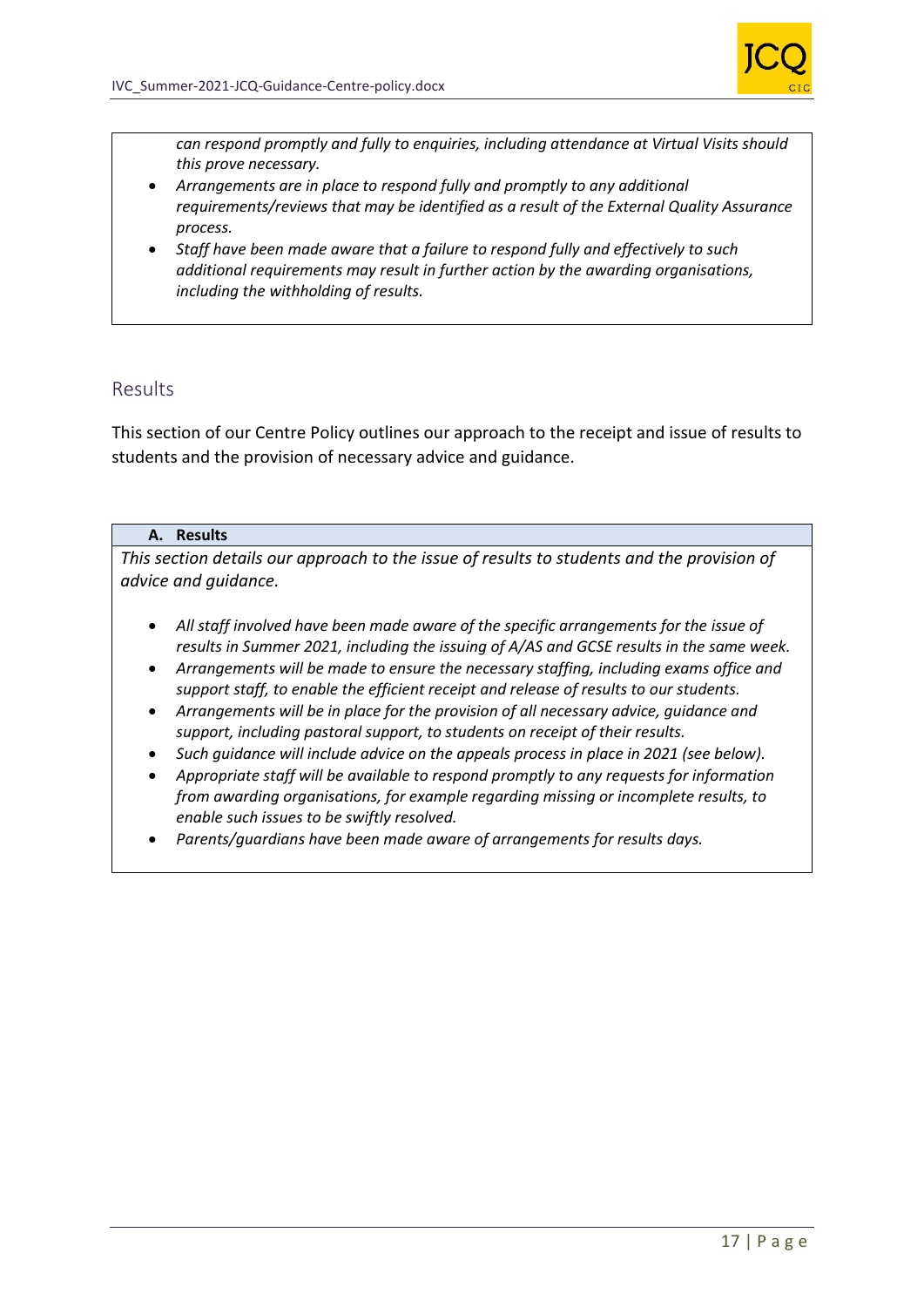*can respond promptly and fully to enquiries, including attendance at Virtual Visits should this prove necessary.*

- *Arrangements are in place to respond fully and promptly to any additional requirements/reviews that may be identified as a result of the External Quality Assurance process.*
- *Staff have been made aware that a failure to respond fully and effectively to such additional requirements may result in further action by the awarding organisations, including the withholding of results.*

## Results

This section of our Centre Policy outlines our approach to the receipt and issue of results to students and the provision of necessary advice and guidance.

### A. Results

*This section details our approach to the issue of results to students and the provision of advice and guidance.*

- *All staff involved have been made aware of the specific arrangements for the issue of results in Summer 2021, including the issuing of A/AS and GCSE results in the same week.*
- *Arrangements will be made to ensure the necessary staffing, including exams office and support staff, to enable the efficient receipt and release of results to our students.*
- *Arrangements will be in place for the provision of all necessary advice, guidance and support, including pastoral support, to students on receipt of their results.*
- *Such guidance will include advice on the appeals process in place in 2021 (see below).*
- *Appropriate staff will be available to respond promptly to any requests for information from awarding organisations, for example regarding missing or incomplete results, to enable such issues to be swiftly resolved.*
- *Parents/guardians have been made aware of arrangements for results days.*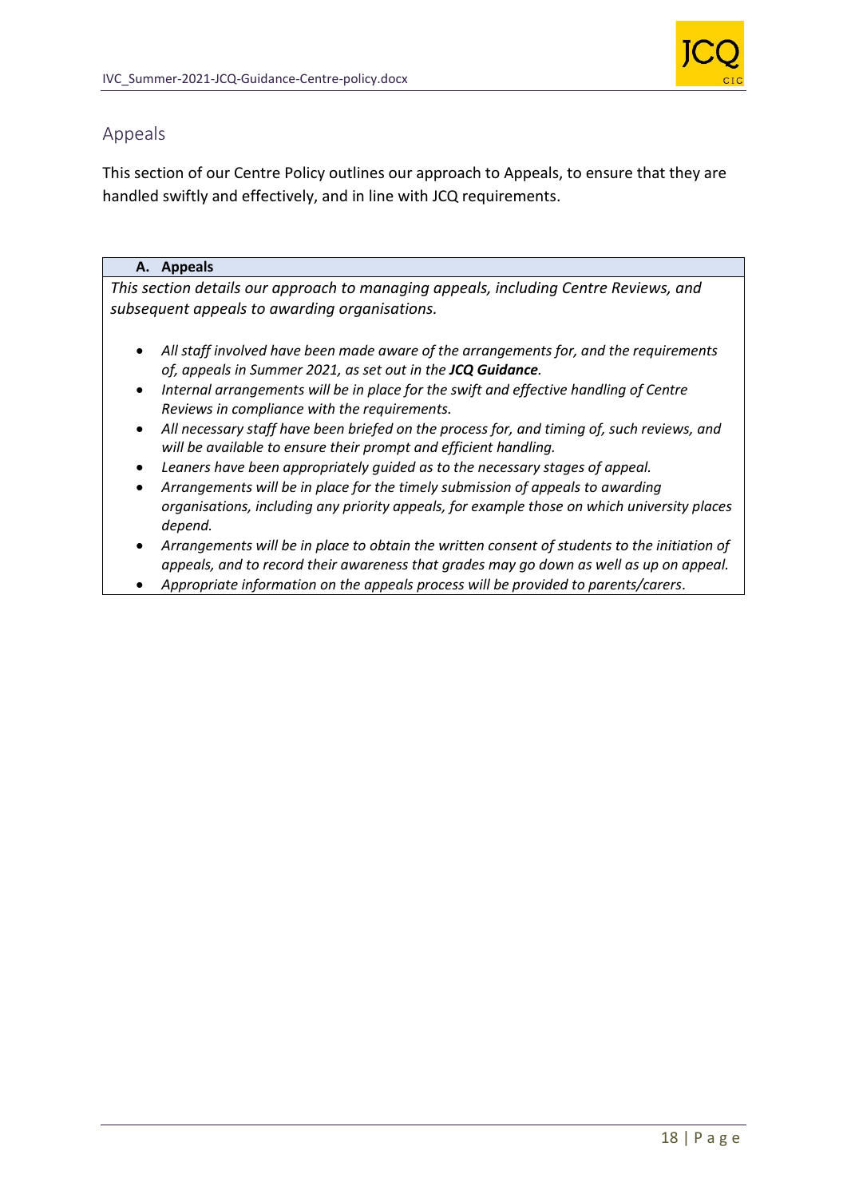## Appeals

This section of our Centre Policy outlines our approach to Appeals, to ensure that they are handled swiftly and effectively, and in line with JCQ requirements.

| **A. Appeals** |
| --- |
| *This section details our approach to managing appeals, including Centre Reviews, and subsequent appeals to awarding organisations.*<br><br>• *All staff involved have been made aware of the arrangements for, and the requirements of, appeals in Summer 2021, as set out in the **JCQ Guidance**.*<br>• *Internal arrangements will be in place for the swift and effective handling of Centre Reviews in compliance with the requirements.*<br>• *All necessary staff have been briefed on the process for, and timing of, such reviews, and will be available to ensure their prompt and efficient handling.*<br>• *Leaners have been appropriately guided as to the necessary stages of appeal.*<br>• *Arrangements will be in place for the timely submission of appeals to awarding organisations, including any priority appeals, for example those on which university places depend.*<br>• *Arrangements will be in place to obtain the written consent of students to the initiation of appeals, and to record their awareness that grades may go down as well as up on appeal.*<br>• *Appropriate information on the appeals process will be provided to parents/carers*. |